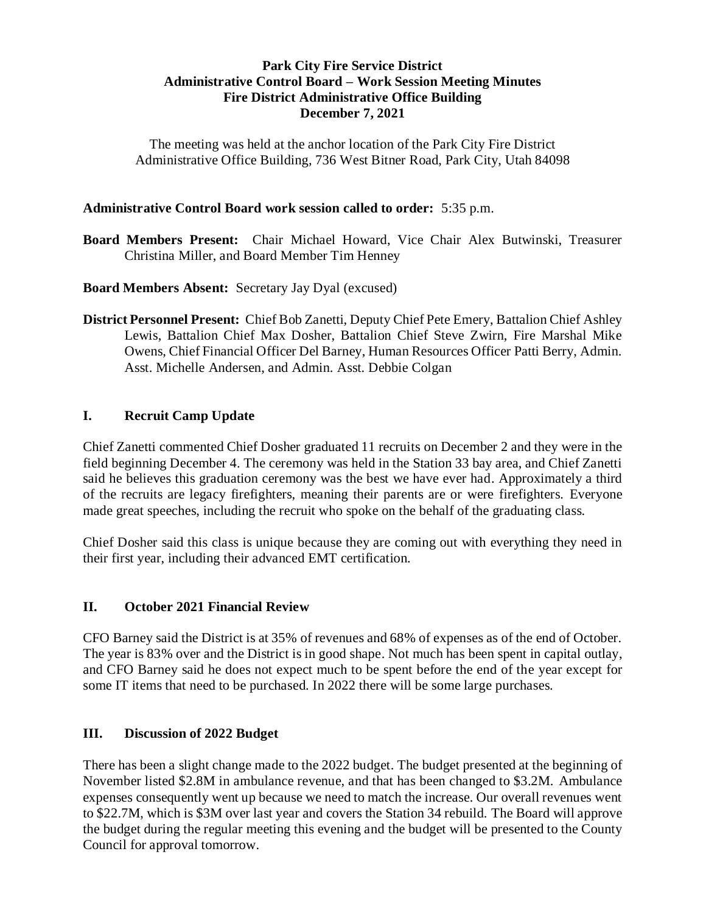**Park City Fire Service District**
**Administrative Control Board – Work Session Meeting Minutes**
**Fire District Administrative Office Building**
**December 7, 2021**

The meeting was held at the anchor location of the Park City Fire District Administrative Office Building, 736 West Bitner Road, Park City, Utah 84098

**Administrative Control Board work session called to order:** 5:35 p.m.

**Board Members Present:** Chair Michael Howard, Vice Chair Alex Butwinski, Treasurer Christina Miller, and Board Member Tim Henney

**Board Members Absent:** Secretary Jay Dyal (excused)

**District Personnel Present:** Chief Bob Zanetti, Deputy Chief Pete Emery, Battalion Chief Ashley Lewis, Battalion Chief Max Dosher, Battalion Chief Steve Zwirn, Fire Marshal Mike Owens, Chief Financial Officer Del Barney, Human Resources Officer Patti Berry, Admin. Asst. Michelle Andersen, and Admin. Asst. Debbie Colgan

## I. Recruit Camp Update

Chief Zanetti commented Chief Dosher graduated 11 recruits on December 2 and they were in the field beginning December 4. The ceremony was held in the Station 33 bay area, and Chief Zanetti said he believes this graduation ceremony was the best we have ever had. Approximately a third of the recruits are legacy firefighters, meaning their parents are or were firefighters. Everyone made great speeches, including the recruit who spoke on the behalf of the graduating class.

Chief Dosher said this class is unique because they are coming out with everything they need in their first year, including their advanced EMT certification.

## II. October 2021 Financial Review

CFO Barney said the District is at 35% of revenues and 68% of expenses as of the end of October. The year is 83% over and the District is in good shape. Not much has been spent in capital outlay, and CFO Barney said he does not expect much to be spent before the end of the year except for some IT items that need to be purchased. In 2022 there will be some large purchases.

## III. Discussion of 2022 Budget

There has been a slight change made to the 2022 budget. The budget presented at the beginning of November listed $2.8M in ambulance revenue, and that has been changed to $3.2M. Ambulance expenses consequently went up because we need to match the increase. Our overall revenues went to $22.7M, which is $3M over last year and covers the Station 34 rebuild. The Board will approve the budget during the regular meeting this evening and the budget will be presented to the County Council for approval tomorrow.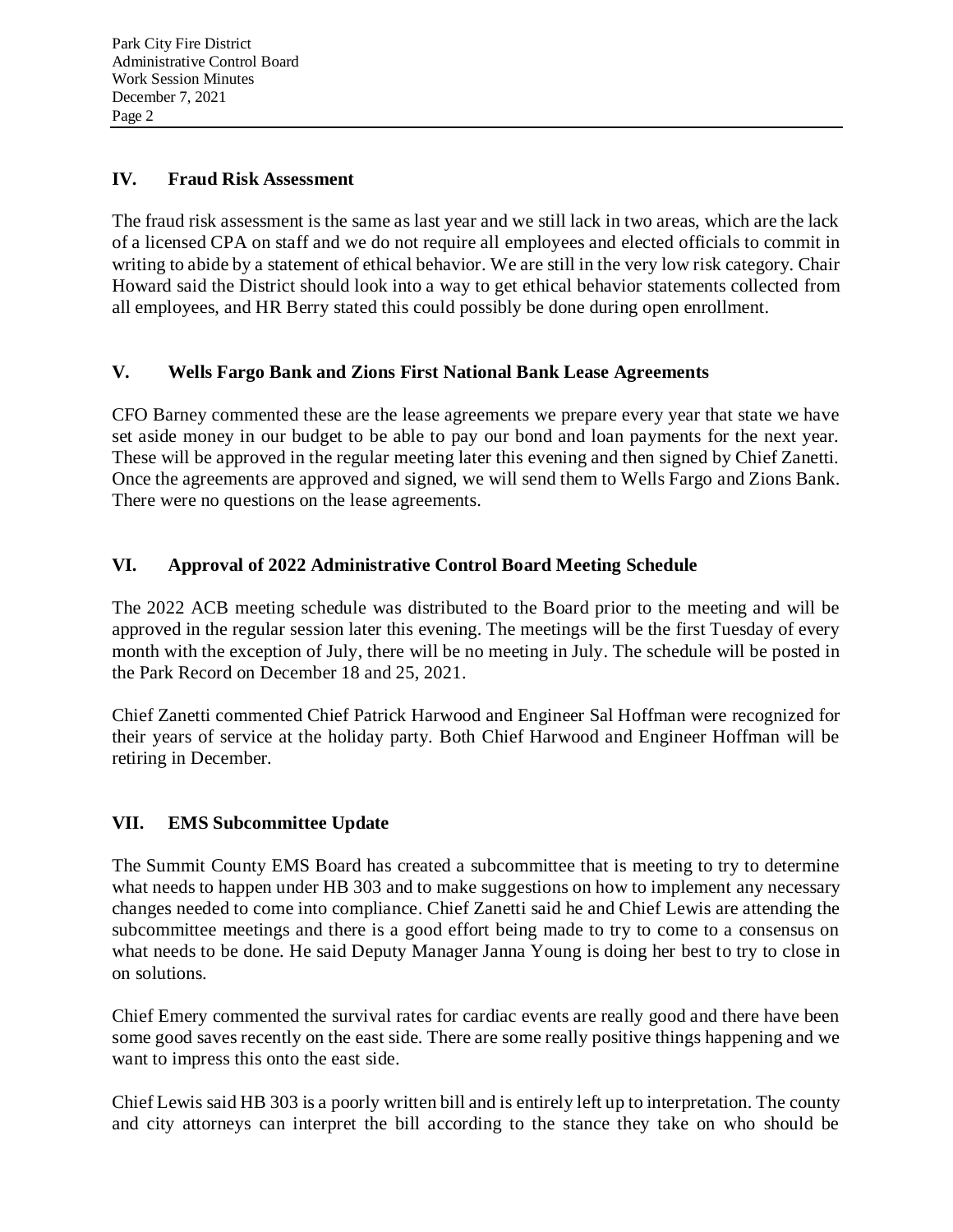## IV. Fraud Risk Assessment

The fraud risk assessment is the same as last year and we still lack in two areas, which are the lack of a licensed CPA on staff and we do not require all employees and elected officials to commit in writing to abide by a statement of ethical behavior. We are still in the very low risk category. Chair Howard said the District should look into a way to get ethical behavior statements collected from all employees, and HR Berry stated this could possibly be done during open enrollment.

## V. Wells Fargo Bank and Zions First National Bank Lease Agreements

CFO Barney commented these are the lease agreements we prepare every year that state we have set aside money in our budget to be able to pay our bond and loan payments for the next year. These will be approved in the regular meeting later this evening and then signed by Chief Zanetti. Once the agreements are approved and signed, we will send them to Wells Fargo and Zions Bank. There were no questions on the lease agreements.

## VI. Approval of 2022 Administrative Control Board Meeting Schedule

The 2022 ACB meeting schedule was distributed to the Board prior to the meeting and will be approved in the regular session later this evening. The meetings will be the first Tuesday of every month with the exception of July, there will be no meeting in July. The schedule will be posted in the Park Record on December 18 and 25, 2021.

Chief Zanetti commented Chief Patrick Harwood and Engineer Sal Hoffman were recognized for their years of service at the holiday party. Both Chief Harwood and Engineer Hoffman will be retiring in December.

## VII. EMS Subcommittee Update

The Summit County EMS Board has created a subcommittee that is meeting to try to determine what needs to happen under HB 303 and to make suggestions on how to implement any necessary changes needed to come into compliance. Chief Zanetti said he and Chief Lewis are attending the subcommittee meetings and there is a good effort being made to try to come to a consensus on what needs to be done. He said Deputy Manager Janna Young is doing her best to try to close in on solutions.

Chief Emery commented the survival rates for cardiac events are really good and there have been some good saves recently on the east side. There are some really positive things happening and we want to impress this onto the east side.

Chief Lewis said HB 303 is a poorly written bill and is entirely left up to interpretation. The county and city attorneys can interpret the bill according to the stance they take on who should be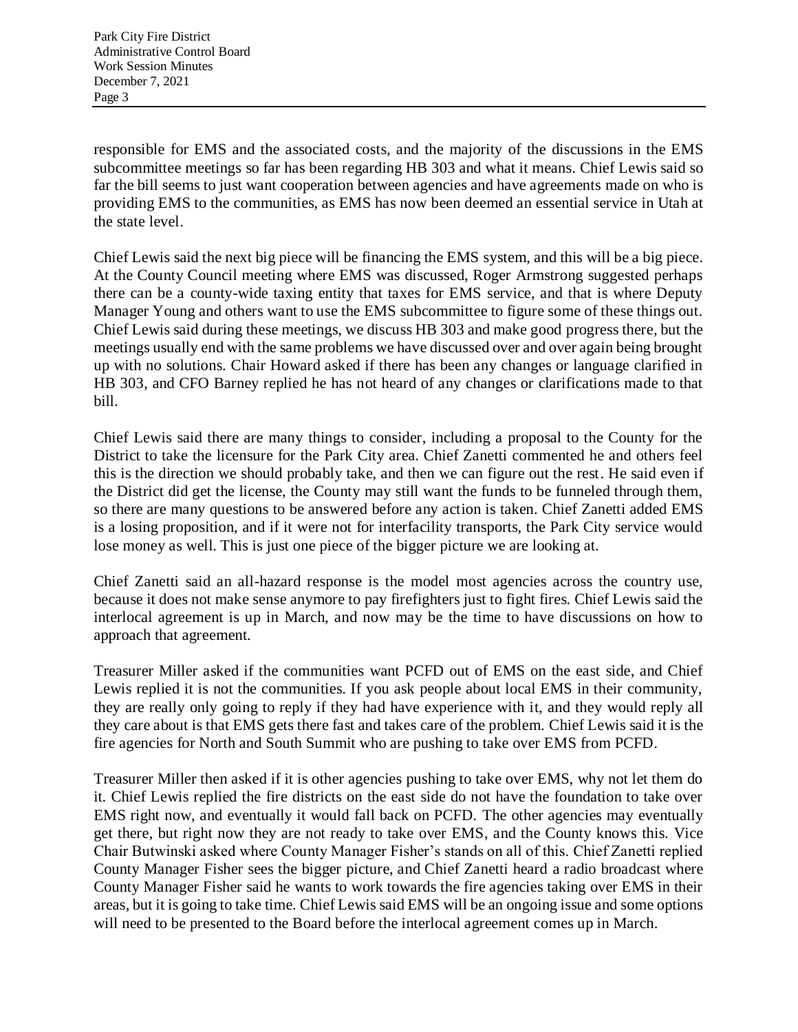responsible for EMS and the associated costs, and the majority of the discussions in the EMS subcommittee meetings so far has been regarding HB 303 and what it means. Chief Lewis said so far the bill seems to just want cooperation between agencies and have agreements made on who is providing EMS to the communities, as EMS has now been deemed an essential service in Utah at the state level.

Chief Lewis said the next big piece will be financing the EMS system, and this will be a big piece. At the County Council meeting where EMS was discussed, Roger Armstrong suggested perhaps there can be a county-wide taxing entity that taxes for EMS service, and that is where Deputy Manager Young and others want to use the EMS subcommittee to figure some of these things out. Chief Lewis said during these meetings, we discuss HB 303 and make good progress there, but the meetings usually end with the same problems we have discussed over and over again being brought up with no solutions. Chair Howard asked if there has been any changes or language clarified in HB 303, and CFO Barney replied he has not heard of any changes or clarifications made to that bill.

Chief Lewis said there are many things to consider, including a proposal to the County for the District to take the licensure for the Park City area. Chief Zanetti commented he and others feel this is the direction we should probably take, and then we can figure out the rest. He said even if the District did get the license, the County may still want the funds to be funneled through them, so there are many questions to be answered before any action is taken. Chief Zanetti added EMS is a losing proposition, and if it were not for interfacility transports, the Park City service would lose money as well. This is just one piece of the bigger picture we are looking at.

Chief Zanetti said an all-hazard response is the model most agencies across the country use, because it does not make sense anymore to pay firefighters just to fight fires. Chief Lewis said the interlocal agreement is up in March, and now may be the time to have discussions on how to approach that agreement.

Treasurer Miller asked if the communities want PCFD out of EMS on the east side, and Chief Lewis replied it is not the communities. If you ask people about local EMS in their community, they are really only going to reply if they had have experience with it, and they would reply all they care about is that EMS gets there fast and takes care of the problem. Chief Lewis said it is the fire agencies for North and South Summit who are pushing to take over EMS from PCFD.

Treasurer Miller then asked if it is other agencies pushing to take over EMS, why not let them do it. Chief Lewis replied the fire districts on the east side do not have the foundation to take over EMS right now, and eventually it would fall back on PCFD. The other agencies may eventually get there, but right now they are not ready to take over EMS, and the County knows this. Vice Chair Butwinski asked where County Manager Fisher's stands on all of this. Chief Zanetti replied County Manager Fisher sees the bigger picture, and Chief Zanetti heard a radio broadcast where County Manager Fisher said he wants to work towards the fire agencies taking over EMS in their areas, but it is going to take time. Chief Lewis said EMS will be an ongoing issue and some options will need to be presented to the Board before the interlocal agreement comes up in March.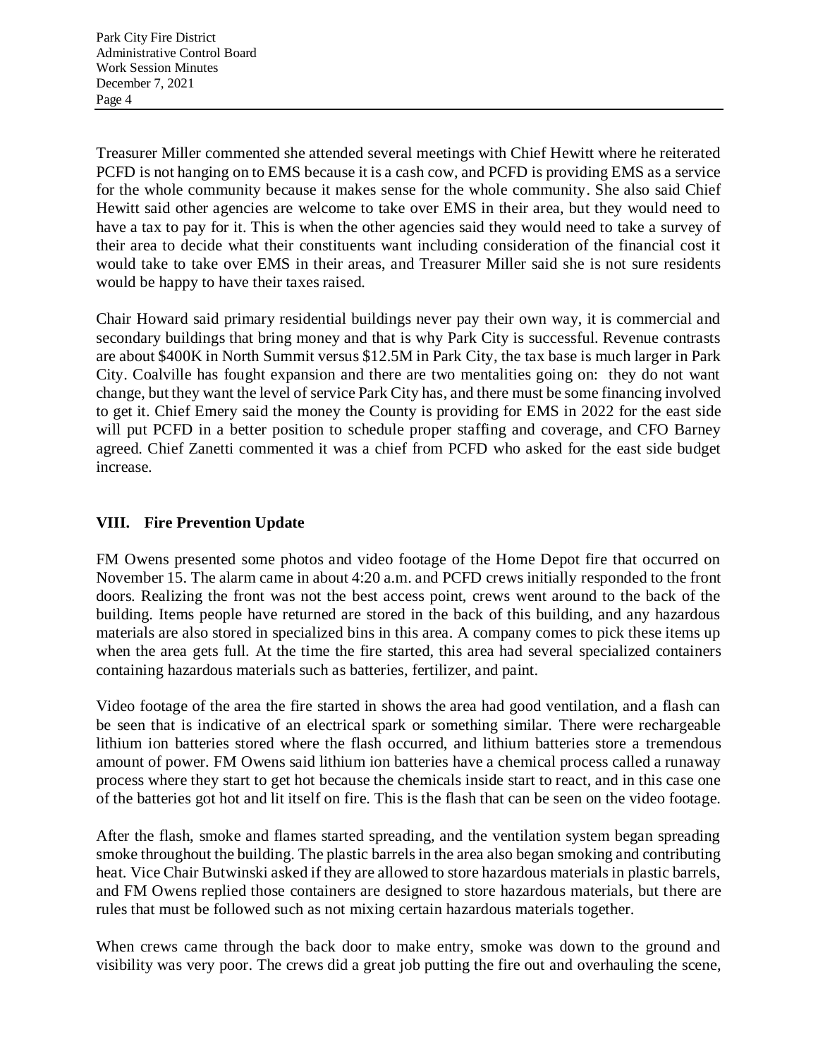Treasurer Miller commented she attended several meetings with Chief Hewitt where he reiterated PCFD is not hanging on to EMS because it is a cash cow, and PCFD is providing EMS as a service for the whole community because it makes sense for the whole community. She also said Chief Hewitt said other agencies are welcome to take over EMS in their area, but they would need to have a tax to pay for it. This is when the other agencies said they would need to take a survey of their area to decide what their constituents want including consideration of the financial cost it would take to take over EMS in their areas, and Treasurer Miller said she is not sure residents would be happy to have their taxes raised.

Chair Howard said primary residential buildings never pay their own way, it is commercial and secondary buildings that bring money and that is why Park City is successful. Revenue contrasts are about $400K in North Summit versus $12.5M in Park City, the tax base is much larger in Park City. Coalville has fought expansion and there are two mentalities going on: they do not want change, but they want the level of service Park City has, and there must be some financing involved to get it. Chief Emery said the money the County is providing for EMS in 2022 for the east side will put PCFD in a better position to schedule proper staffing and coverage, and CFO Barney agreed. Chief Zanetti commented it was a chief from PCFD who asked for the east side budget increase.

## VIII. Fire Prevention Update

FM Owens presented some photos and video footage of the Home Depot fire that occurred on November 15. The alarm came in about 4:20 a.m. and PCFD crews initially responded to the front doors. Realizing the front was not the best access point, crews went around to the back of the building. Items people have returned are stored in the back of this building, and any hazardous materials are also stored in specialized bins in this area. A company comes to pick these items up when the area gets full. At the time the fire started, this area had several specialized containers containing hazardous materials such as batteries, fertilizer, and paint.

Video footage of the area the fire started in shows the area had good ventilation, and a flash can be seen that is indicative of an electrical spark or something similar. There were rechargeable lithium ion batteries stored where the flash occurred, and lithium batteries store a tremendous amount of power. FM Owens said lithium ion batteries have a chemical process called a runaway process where they start to get hot because the chemicals inside start to react, and in this case one of the batteries got hot and lit itself on fire. This is the flash that can be seen on the video footage.

After the flash, smoke and flames started spreading, and the ventilation system began spreading smoke throughout the building. The plastic barrels in the area also began smoking and contributing heat. Vice Chair Butwinski asked if they are allowed to store hazardous materials in plastic barrels, and FM Owens replied those containers are designed to store hazardous materials, but there are rules that must be followed such as not mixing certain hazardous materials together.

When crews came through the back door to make entry, smoke was down to the ground and visibility was very poor. The crews did a great job putting the fire out and overhauling the scene,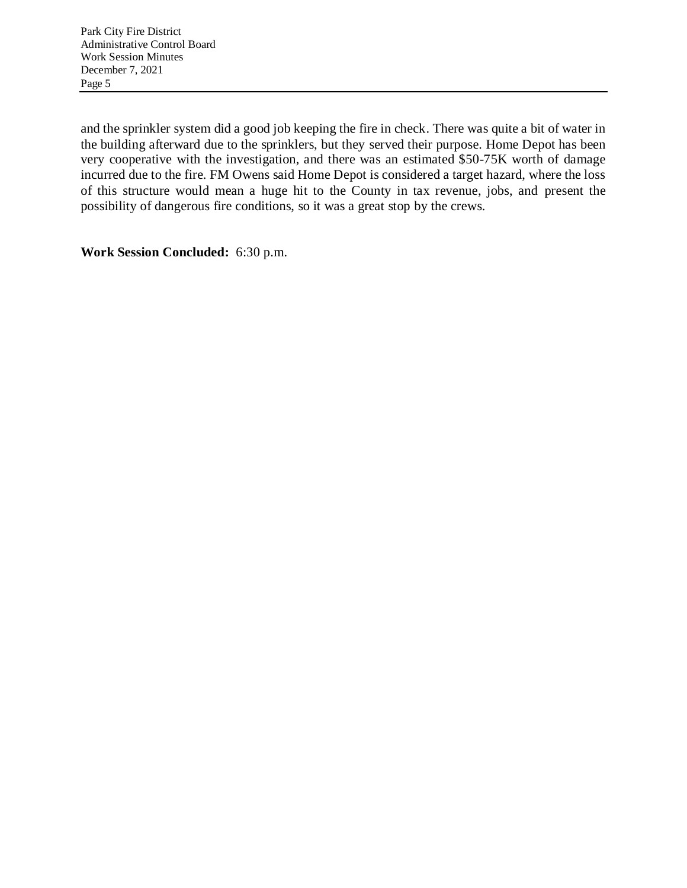and the sprinkler system did a good job keeping the fire in check. There was quite a bit of water in the building afterward due to the sprinklers, but they served their purpose. Home Depot has been very cooperative with the investigation, and there was an estimated $50-75K worth of damage incurred due to the fire. FM Owens said Home Depot is considered a target hazard, where the loss of this structure would mean a huge hit to the County in tax revenue, jobs, and present the possibility of dangerous fire conditions, so it was a great stop by the crews.

**Work Session Concluded:** 6:30 p.m.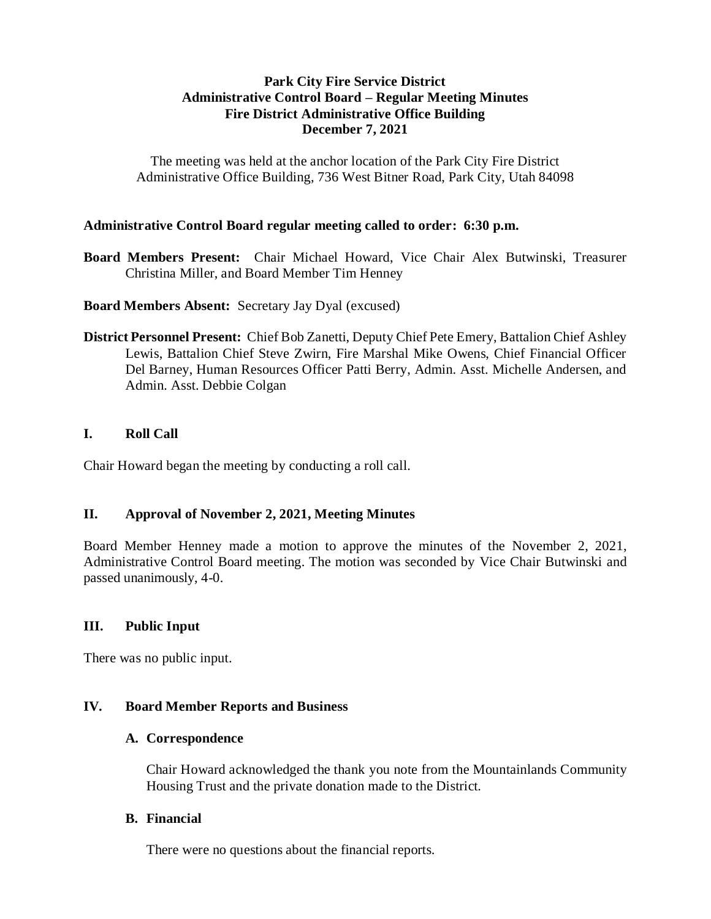# Park City Fire Service District
## Administrative Control Board – Regular Meeting Minutes
## Fire District Administrative Office Building
## December 7, 2021

The meeting was held at the anchor location of the Park City Fire District Administrative Office Building, 736 West Bitner Road, Park City, Utah 84098

**Administrative Control Board regular meeting called to order: 6:30 p.m.**

**Board Members Present:** Chair Michael Howard, Vice Chair Alex Butwinski, Treasurer Christina Miller, and Board Member Tim Henney

**Board Members Absent:** Secretary Jay Dyal (excused)

**District Personnel Present:** Chief Bob Zanetti, Deputy Chief Pete Emery, Battalion Chief Ashley Lewis, Battalion Chief Steve Zwirn, Fire Marshal Mike Owens, Chief Financial Officer Del Barney, Human Resources Officer Patti Berry, Admin. Asst. Michelle Andersen, and Admin. Asst. Debbie Colgan

## I. Roll Call

Chair Howard began the meeting by conducting a roll call.

## II. Approval of November 2, 2021, Meeting Minutes

Board Member Henney made a motion to approve the minutes of the November 2, 2021, Administrative Control Board meeting. The motion was seconded by Vice Chair Butwinski and passed unanimously, 4-0.

## III. Public Input

There was no public input.

## IV. Board Member Reports and Business

### A. Correspondence

Chair Howard acknowledged the thank you note from the Mountainlands Community Housing Trust and the private donation made to the District.

### B. Financial

There were no questions about the financial reports.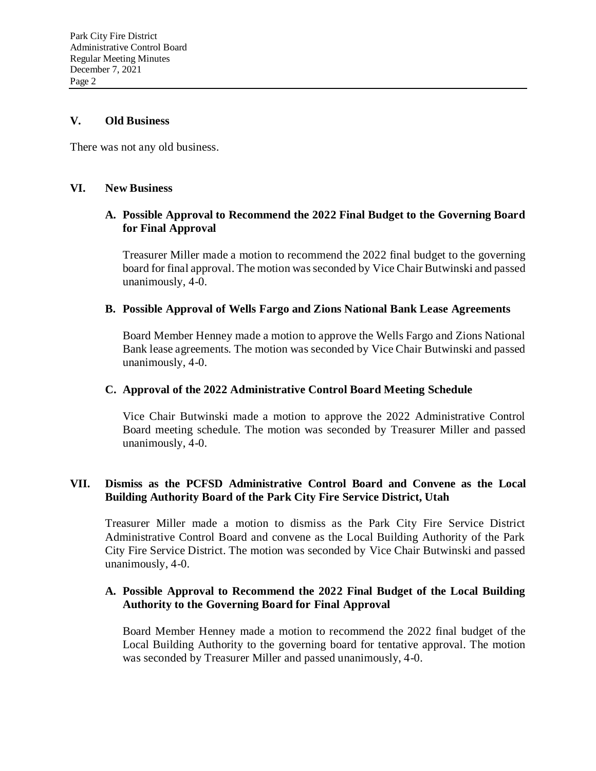## V. Old Business

There was not any old business.

## VI. New Business

### A. Possible Approval to Recommend the 2022 Final Budget to the Governing Board for Final Approval

Treasurer Miller made a motion to recommend the 2022 final budget to the governing board for final approval. The motion was seconded by Vice Chair Butwinski and passed unanimously, 4-0.

### B. Possible Approval of Wells Fargo and Zions National Bank Lease Agreements

Board Member Henney made a motion to approve the Wells Fargo and Zions National Bank lease agreements. The motion was seconded by Vice Chair Butwinski and passed unanimously, 4-0.

### C. Approval of the 2022 Administrative Control Board Meeting Schedule

Vice Chair Butwinski made a motion to approve the 2022 Administrative Control Board meeting schedule. The motion was seconded by Treasurer Miller and passed unanimously, 4-0.

## VII. Dismiss as the PCFSD Administrative Control Board and Convene as the Local Building Authority Board of the Park City Fire Service District, Utah

Treasurer Miller made a motion to dismiss as the Park City Fire Service District Administrative Control Board and convene as the Local Building Authority of the Park City Fire Service District. The motion was seconded by Vice Chair Butwinski and passed unanimously, 4-0.

### A. Possible Approval to Recommend the 2022 Final Budget of the Local Building Authority to the Governing Board for Final Approval

Board Member Henney made a motion to recommend the 2022 final budget of the Local Building Authority to the governing board for tentative approval. The motion was seconded by Treasurer Miller and passed unanimously, 4-0.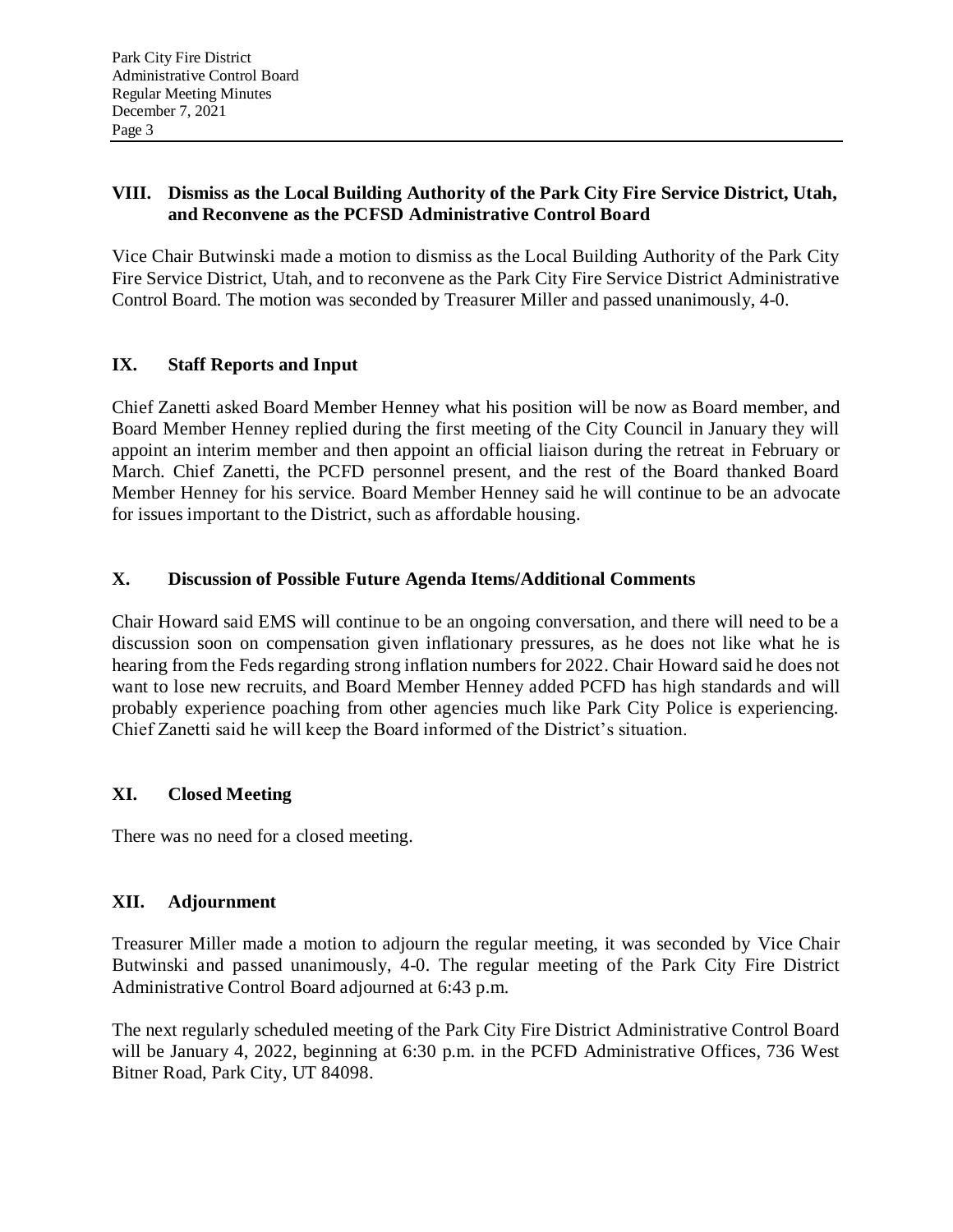## VIII. Dismiss as the Local Building Authority of the Park City Fire Service District, Utah, and Reconvene as the PCFSD Administrative Control Board

Vice Chair Butwinski made a motion to dismiss as the Local Building Authority of the Park City Fire Service District, Utah, and to reconvene as the Park City Fire Service District Administrative Control Board. The motion was seconded by Treasurer Miller and passed unanimously, 4-0.

## IX. Staff Reports and Input

Chief Zanetti asked Board Member Henney what his position will be now as Board member, and Board Member Henney replied during the first meeting of the City Council in January they will appoint an interim member and then appoint an official liaison during the retreat in February or March. Chief Zanetti, the PCFD personnel present, and the rest of the Board thanked Board Member Henney for his service. Board Member Henney said he will continue to be an advocate for issues important to the District, such as affordable housing.

## X. Discussion of Possible Future Agenda Items/Additional Comments

Chair Howard said EMS will continue to be an ongoing conversation, and there will need to be a discussion soon on compensation given inflationary pressures, as he does not like what he is hearing from the Feds regarding strong inflation numbers for 2022. Chair Howard said he does not want to lose new recruits, and Board Member Henney added PCFD has high standards and will probably experience poaching from other agencies much like Park City Police is experiencing. Chief Zanetti said he will keep the Board informed of the District's situation.

## XI. Closed Meeting

There was no need for a closed meeting.

## XII. Adjournment

Treasurer Miller made a motion to adjourn the regular meeting, it was seconded by Vice Chair Butwinski and passed unanimously, 4-0. The regular meeting of the Park City Fire District Administrative Control Board adjourned at 6:43 p.m.

The next regularly scheduled meeting of the Park City Fire District Administrative Control Board will be January 4, 2022, beginning at 6:30 p.m. in the PCFD Administrative Offices, 736 West Bitner Road, Park City, UT 84098.